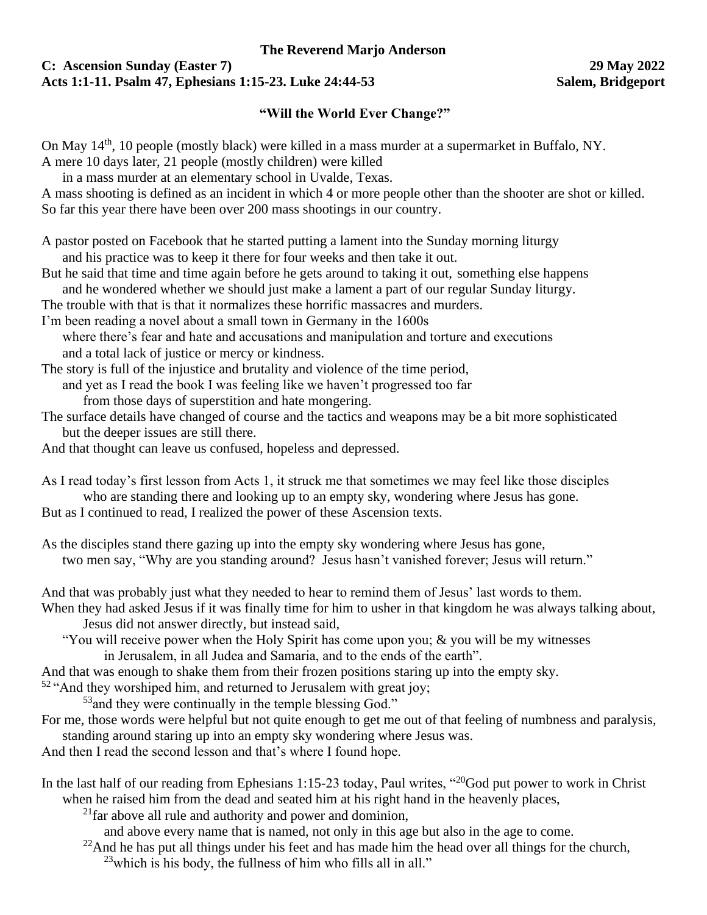**The Reverend Marjo Anderson**

**C: Ascension Sunday (Easter 7)** **29 May 2022**
**Acts 1:1-11. Psalm 47, Ephesians 1:15-23. Luke 24:44-53** **Salem, Bridgeport**

## "Will the World Ever Change?"

On May 14th, 10 people (mostly black) were killed in a mass murder at a supermarket in Buffalo, NY.
A mere 10 days later, 21 people (mostly children) were killed
in a mass murder at an elementary school in Uvalde, Texas.
A mass shooting is defined as an incident in which 4 or more people other than the shooter are shot or killed.
So far this year there have been over 200 mass shootings in our country.

A pastor posted on Facebook that he started putting a lament into the Sunday morning liturgy
and his practice was to keep it there for four weeks and then take it out.
But he said that time and time again before he gets around to taking it out, something else happens
and he wondered whether we should just make a lament a part of our regular Sunday liturgy.
The trouble with that is that it normalizes these horrific massacres and murders.
I'm been reading a novel about a small town in Germany in the 1600s
where there's fear and hate and accusations and manipulation and torture and executions
and a total lack of justice or mercy or kindness.
The story is full of the injustice and brutality and violence of the time period,
and yet as I read the book I was feeling like we haven't progressed too far
from those days of superstition and hate mongering.
The surface details have changed of course and the tactics and weapons may be a bit more sophisticated
but the deeper issues are still there.
And that thought can leave us confused, hopeless and depressed.

As I read today's first lesson from Acts 1, it struck me that sometimes we may feel like those disciples
who are standing there and looking up to an empty sky, wondering where Jesus has gone.
But as I continued to read, I realized the power of these Ascension texts.

As the disciples stand there gazing up into the empty sky wondering where Jesus has gone,
two men say, "Why are you standing around? Jesus hasn't vanished forever; Jesus will return."

And that was probably just what they needed to hear to remind them of Jesus' last words to them.
When they had asked Jesus if it was finally time for him to usher in that kingdom he was always talking about,
Jesus did not answer directly, but instead said,
"You will receive power when the Holy Spirit has come upon you; & you will be my witnesses
in Jerusalem, in all Judea and Samaria, and to the ends of the earth".
And that was enough to shake them from their frozen positions staring up into the empty sky.
[52] "And they worshiped him, and returned to Jerusalem with great joy;
[53] and they were continually in the temple blessing God."
For me, those words were helpful but not quite enough to get me out of that feeling of numbness and paralysis,
standing around staring up into an empty sky wondering where Jesus was.
And then I read the second lesson and that's where I found hope.

In the last half of our reading from Ephesians 1:15-23 today, Paul writes, "[20]God put power to work in Christ
when he raised him from the dead and seated him at his right hand in the heavenly places,
[21]far above all rule and authority and power and dominion,
and above every name that is named, not only in this age but also in the age to come.
[22]And he has put all things under his feet and has made him the head over all things for the church,
[23]which is his body, the fullness of him who fills all in all."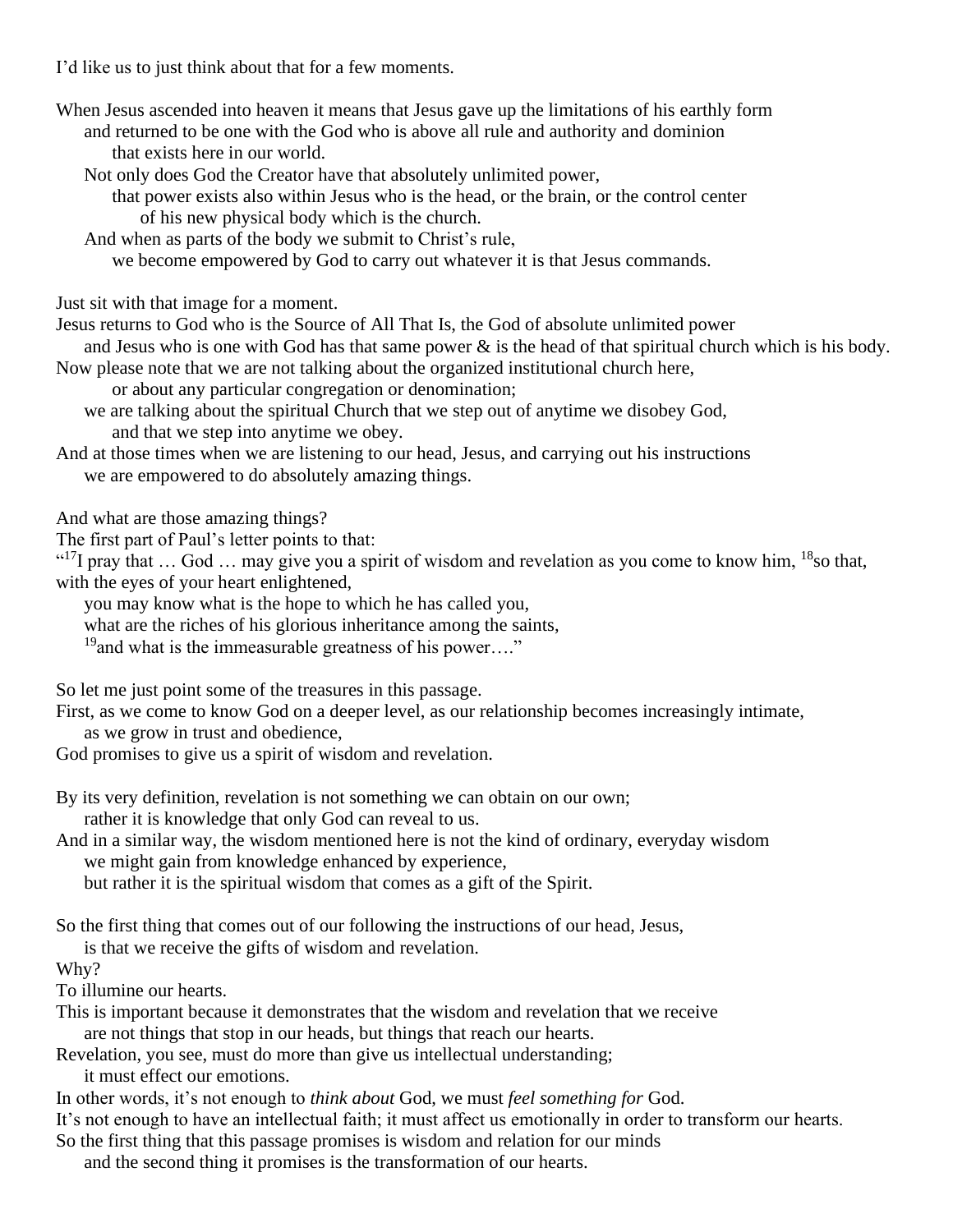I'd like us to just think about that for a few moments.

When Jesus ascended into heaven it means that Jesus gave up the limitations of his earthly form
and returned to be one with the God who is above all rule and authority and dominion
that exists here in our world.
Not only does God the Creator have that absolutely unlimited power,
that power exists also within Jesus who is the head, or the brain, or the control center
of his new physical body which is the church.
And when as parts of the body we submit to Christ's rule,
we become empowered by God to carry out whatever it is that Jesus commands.

Just sit with that image for a moment.
Jesus returns to God who is the Source of All That Is, the God of absolute unlimited power
and Jesus who is one with God has that same power & is the head of that spiritual church which is his body.
Now please note that we are not talking about the organized institutional church here,
or about any particular congregation or denomination;
we are talking about the spiritual Church that we step out of anytime we disobey God,
and that we step into anytime we obey.
And at those times when we are listening to our head, Jesus, and carrying out his instructions
we are empowered to do absolutely amazing things.

And what are those amazing things?
The first part of Paul's letter points to that:
"[17]I pray that … God … may give you a spirit of wisdom and revelation as you come to know him, [18]so that, with the eyes of your heart enlightened,
you may know what is the hope to which he has called you,
what are the riches of his glorious inheritance among the saints,
[19]and what is the immeasurable greatness of his power…."

So let me just point some of the treasures in this passage.
First, as we come to know God on a deeper level, as our relationship becomes increasingly intimate,
as we grow in trust and obedience,
God promises to give us a spirit of wisdom and revelation.

By its very definition, revelation is not something we can obtain on our own;
rather it is knowledge that only God can reveal to us.
And in a similar way, the wisdom mentioned here is not the kind of ordinary, everyday wisdom
we might gain from knowledge enhanced by experience,
but rather it is the spiritual wisdom that comes as a gift of the Spirit.

So the first thing that comes out of our following the instructions of our head, Jesus,
is that we receive the gifts of wisdom and revelation.
Why?
To illumine our hearts.
This is important because it demonstrates that the wisdom and revelation that we receive
are not things that stop in our heads, but things that reach our hearts.
Revelation, you see, must do more than give us intellectual understanding;
it must effect our emotions.
In other words, it's not enough to *think about* God, we must *feel something for* God.
It's not enough to have an intellectual faith; it must affect us emotionally in order to transform our hearts.
So the first thing that this passage promises is wisdom and relation for our minds
and the second thing it promises is the transformation of our hearts.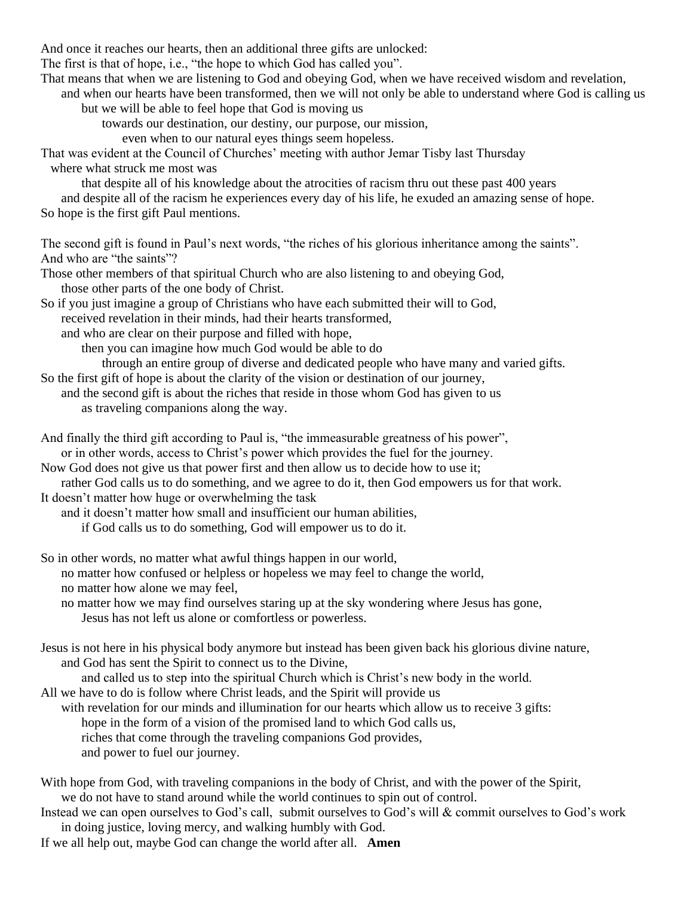And once it reaches our hearts, then an additional three gifts are unlocked:
The first is that of hope, i.e., "the hope to which God has called you".
That means that when we are listening to God and obeying God, when we have received wisdom and revelation,
and when our hearts have been transformed, then we will not only be able to understand where God is calling us
but we will be able to feel hope that God is moving us
towards our destination, our destiny, our purpose, our mission,
even when to our natural eyes things seem hopeless.
That was evident at the Council of Churches' meeting with author Jemar Tisby last Thursday
where what struck me most was
that despite all of his knowledge about the atrocities of racism thru out these past 400 years
and despite all of the racism he experiences every day of his life, he exuded an amazing sense of hope.
So hope is the first gift Paul mentions.

The second gift is found in Paul's next words, "the riches of his glorious inheritance among the saints".
And who are "the saints"?
Those other members of that spiritual Church who are also listening to and obeying God,
those other parts of the one body of Christ.
So if you just imagine a group of Christians who have each submitted their will to God,
received revelation in their minds, had their hearts transformed,
and who are clear on their purpose and filled with hope,
then you can imagine how much God would be able to do
through an entire group of diverse and dedicated people who have many and varied gifts.
So the first gift of hope is about the clarity of the vision or destination of our journey,
and the second gift is about the riches that reside in those whom God has given to us
as traveling companions along the way.

And finally the third gift according to Paul is, "the immeasurable greatness of his power",
or in other words, access to Christ's power which provides the fuel for the journey.
Now God does not give us that power first and then allow us to decide how to use it;
rather God calls us to do something, and we agree to do it, then God empowers us for that work.
It doesn't matter how huge or overwhelming the task
and it doesn't matter how small and insufficient our human abilities,
if God calls us to do something, God will empower us to do it.

So in other words, no matter what awful things happen in our world,
no matter how confused or helpless or hopeless we may feel to change the world,
no matter how alone we may feel,
no matter how we may find ourselves staring up at the sky wondering where Jesus has gone,
Jesus has not left us alone or comfortless or powerless.

Jesus is not here in his physical body anymore but instead has been given back his glorious divine nature,
and God has sent the Spirit to connect us to the Divine,
and called us to step into the spiritual Church which is Christ's new body in the world.
All we have to do is follow where Christ leads, and the Spirit will provide us
with revelation for our minds and illumination for our hearts which allow us to receive 3 gifts:
hope in the form of a vision of the promised land to which God calls us,
riches that come through the traveling companions God provides,
and power to fuel our journey.

With hope from God, with traveling companions in the body of Christ, and with the power of the Spirit,
we do not have to stand around while the world continues to spin out of control.
Instead we can open ourselves to God's call, submit ourselves to God's will & commit ourselves to God's work
in doing justice, loving mercy, and walking humbly with God.
If we all help out, maybe God can change the world after all. **Amen**